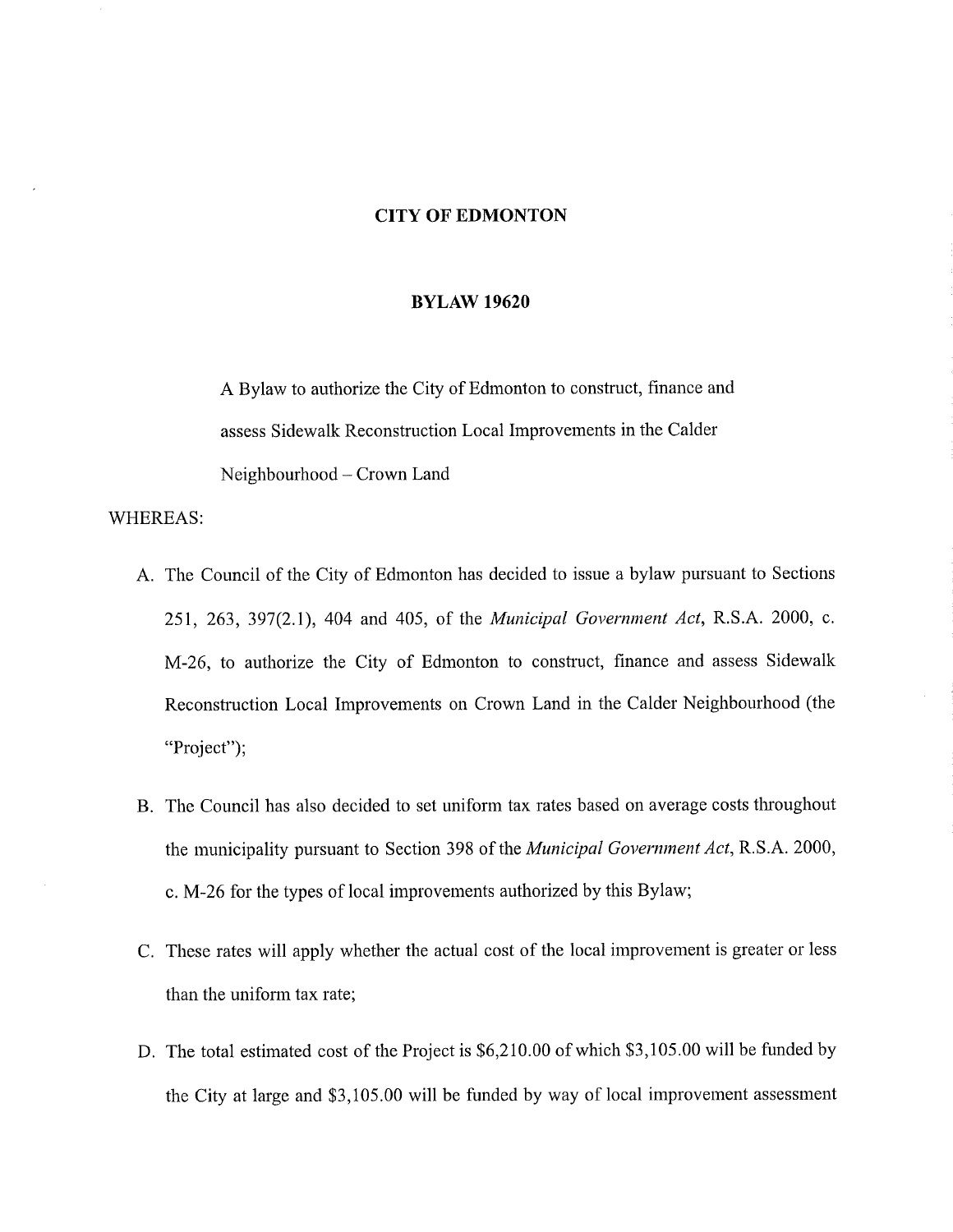# CITY OF EDMONTON

## BYLAW 19620

A Bylaw to authorize the City of Edmonton to construct, finance and assess Sidewalk Reconstruction Local Improvements in the Calder Neighbourhood – Crown Land

WHEREAS:

A. The Council of the City of Edmonton has decided to issue a bylaw pursuant to Sections 251, 263, 397(2.1), 404 and 405, of the *Municipal Government Act*, R.S.A. 2000, c. M-26, to authorize the City of Edmonton to construct, finance and assess Sidewalk Reconstruction Local Improvements on Crown Land in the Calder Neighbourhood (the "Project");

B. The Council has also decided to set uniform tax rates based on average costs throughout the municipality pursuant to Section 398 of the *Municipal Government Act*, R.S.A. 2000, c. M-26 for the types of local improvements authorized by this Bylaw;

C. These rates will apply whether the actual cost of the local improvement is greater or less than the uniform tax rate;

D. The total estimated cost of the Project is $6,210.00 of which $3,105.00 will be funded by the City at large and $3,105.00 will be funded by way of local improvement assessment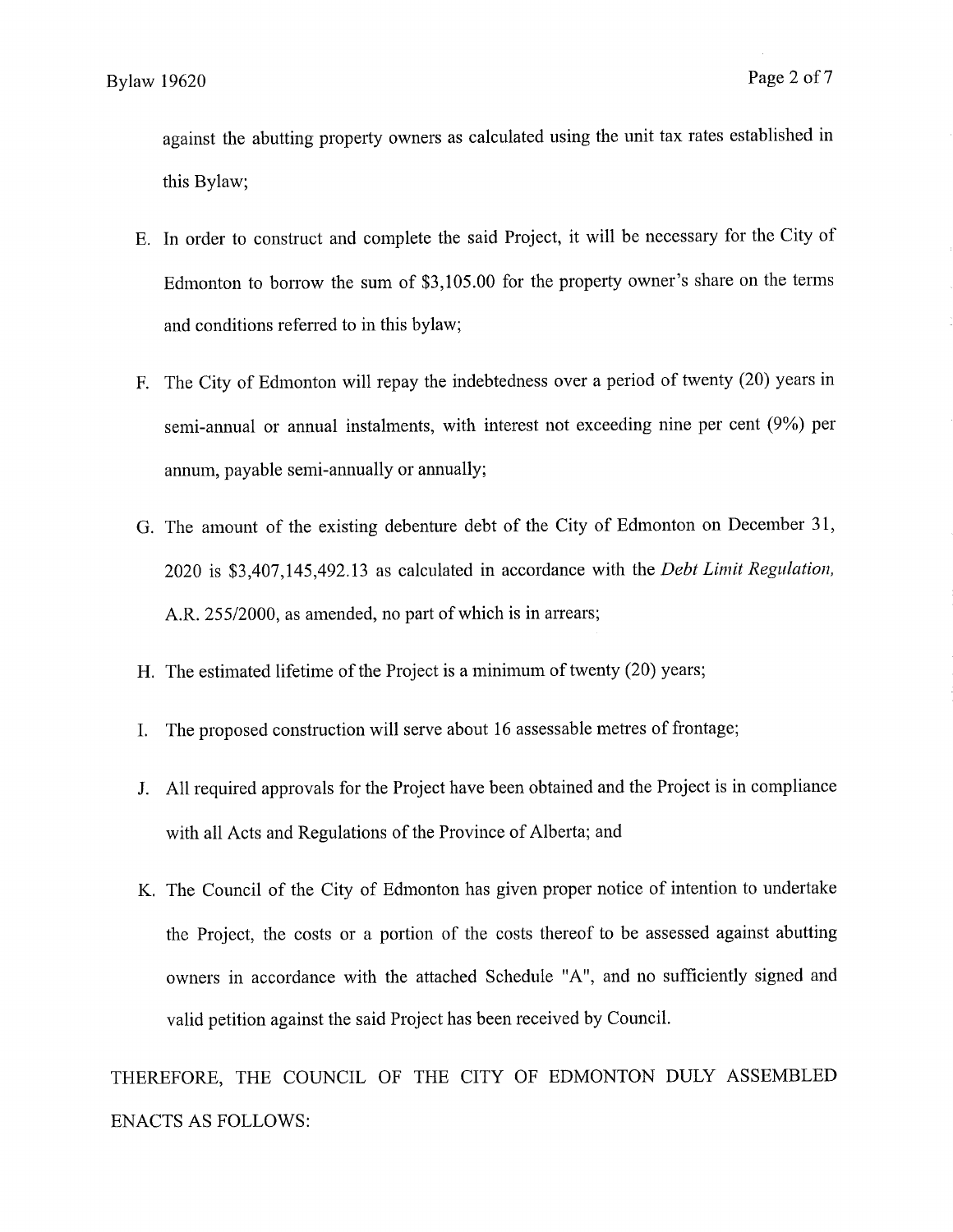against the abutting property owners as calculated using the unit tax rates established in this Bylaw;

E. In order to construct and complete the said Project, it will be necessary for the City of Edmonton to borrow the sum of $3,105.00 for the property owner's share on the terms and conditions referred to in this bylaw;

F. The City of Edmonton will repay the indebtedness over a period of twenty (20) years in semi-annual or annual instalments, with interest not exceeding nine per cent (9%) per annum, payable semi-annually or annually;

G. The amount of the existing debenture debt of the City of Edmonton on December 31, 2020 is $3,407,145,492.13 as calculated in accordance with the *Debt Limit Regulation,* A.R. 255/2000, as amended, no part of which is in arrears;

H. The estimated lifetime of the Project is a minimum of twenty (20) years;

I. The proposed construction will serve about 16 assessable metres of frontage;

J. All required approvals for the Project have been obtained and the Project is in compliance with all Acts and Regulations of the Province of Alberta; and

K. The Council of the City of Edmonton has given proper notice of intention to undertake the Project, the costs or a portion of the costs thereof to be assessed against abutting owners in accordance with the attached Schedule "A", and no sufficiently signed and valid petition against the said Project has been received by Council.

THEREFORE, THE COUNCIL OF THE CITY OF EDMONTON DULY ASSEMBLED ENACTS AS FOLLOWS: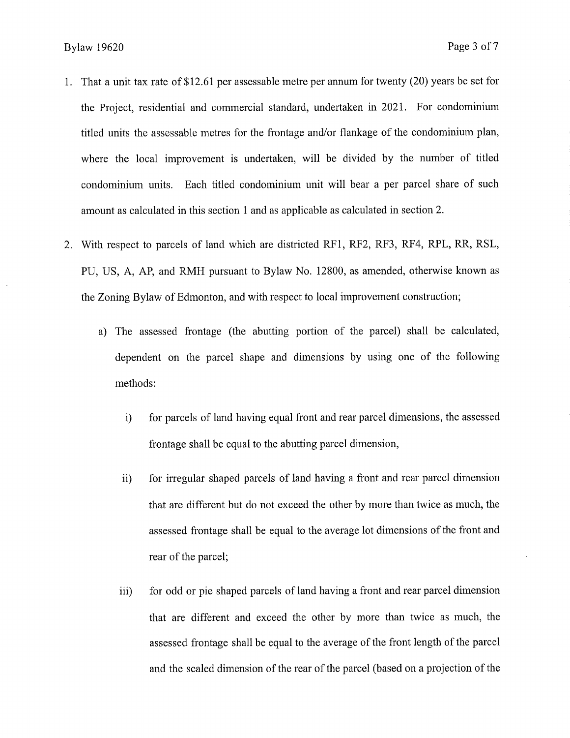1. That a unit tax rate of $12.61 per assessable metre per annum for twenty (20) years be set for the Project, residential and commercial standard, undertaken in 2021. For condominium titled units the assessable metres for the frontage and/or flankage of the condominium plan, where the local improvement is undertaken, will be divided by the number of titled condominium units. Each titled condominium unit will bear a per parcel share of such amount as calculated in this section 1 and as applicable as calculated in section 2.

2. With respect to parcels of land which are districted RF1, RF2, RF3, RF4, RPL, RR, RSL, PU, US, A, AP, and RMH pursuant to Bylaw No. 12800, as amended, otherwise known as the Zoning Bylaw of Edmonton, and with respect to local improvement construction;

   a) The assessed frontage (the abutting portion of the parcel) shall be calculated, dependent on the parcel shape and dimensions by using one of the following methods:

      i) for parcels of land having equal front and rear parcel dimensions, the assessed frontage shall be equal to the abutting parcel dimension,

      ii) for irregular shaped parcels of land having a front and rear parcel dimension that are different but do not exceed the other by more than twice as much, the assessed frontage shall be equal to the average lot dimensions of the front and rear of the parcel;

      iii) for odd or pie shaped parcels of land having a front and rear parcel dimension that are different and exceed the other by more than twice as much, the assessed frontage shall be equal to the average of the front length of the parcel and the scaled dimension of the rear of the parcel (based on a projection of the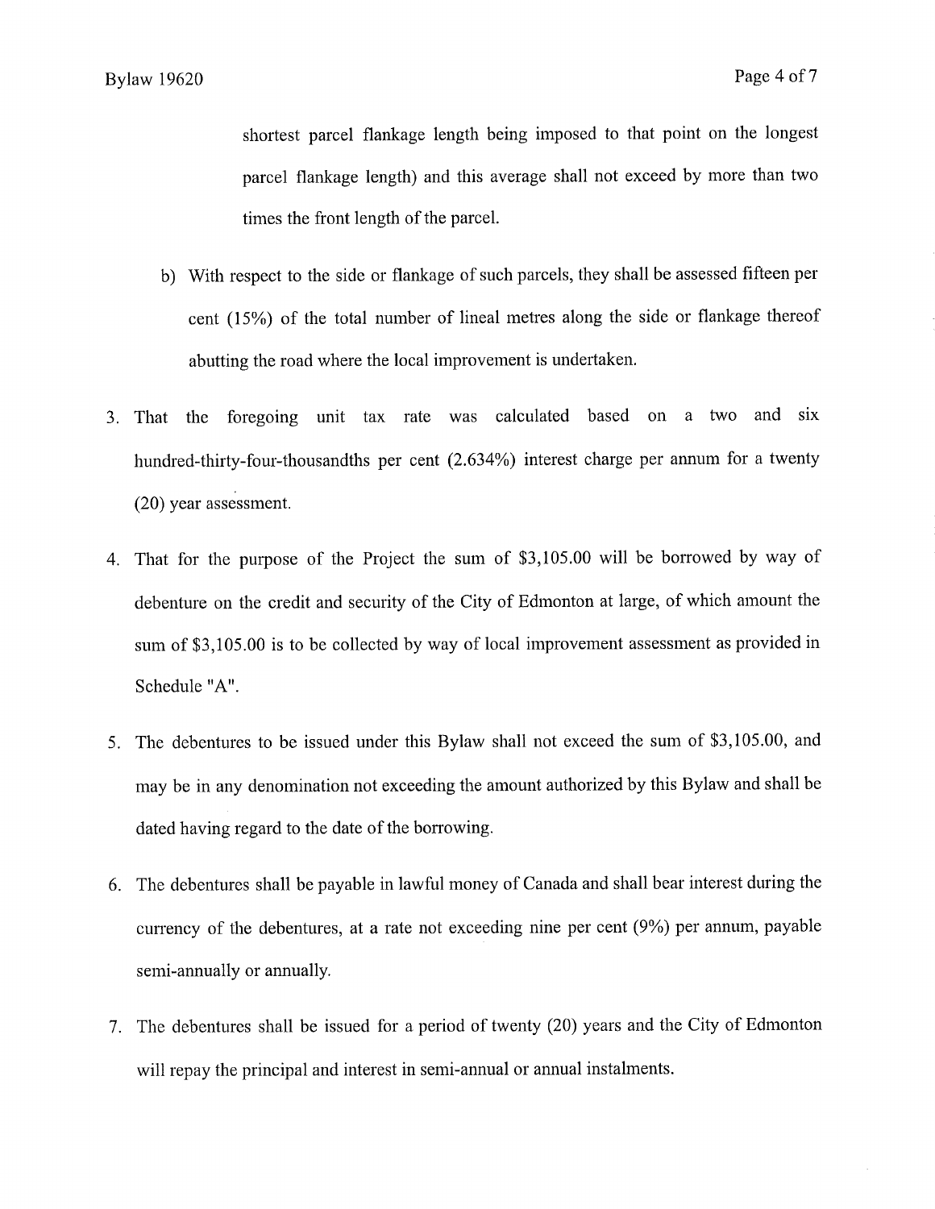shortest parcel flankage length being imposed to that point on the longest parcel flankage length) and this average shall not exceed by more than two times the front length of the parcel.

b) With respect to the side or flankage of such parcels, they shall be assessed fifteen per cent (15%) of the total number of lineal metres along the side or flankage thereof abutting the road where the local improvement is undertaken.

3. That the foregoing unit tax rate was calculated based on a two and six hundred-thirty-four-thousandths per cent (2.634%) interest charge per annum for a twenty (20) year assessment.

4. That for the purpose of the Project the sum of $3,105.00 will be borrowed by way of debenture on the credit and security of the City of Edmonton at large, of which amount the sum of $3,105.00 is to be collected by way of local improvement assessment as provided in Schedule "A".

5. The debentures to be issued under this Bylaw shall not exceed the sum of $3,105.00, and may be in any denomination not exceeding the amount authorized by this Bylaw and shall be dated having regard to the date of the borrowing.

6. The debentures shall be payable in lawful money of Canada and shall bear interest during the currency of the debentures, at a rate not exceeding nine per cent (9%) per annum, payable semi-annually or annually.

7. The debentures shall be issued for a period of twenty (20) years and the City of Edmonton will repay the principal and interest in semi-annual or annual instalments.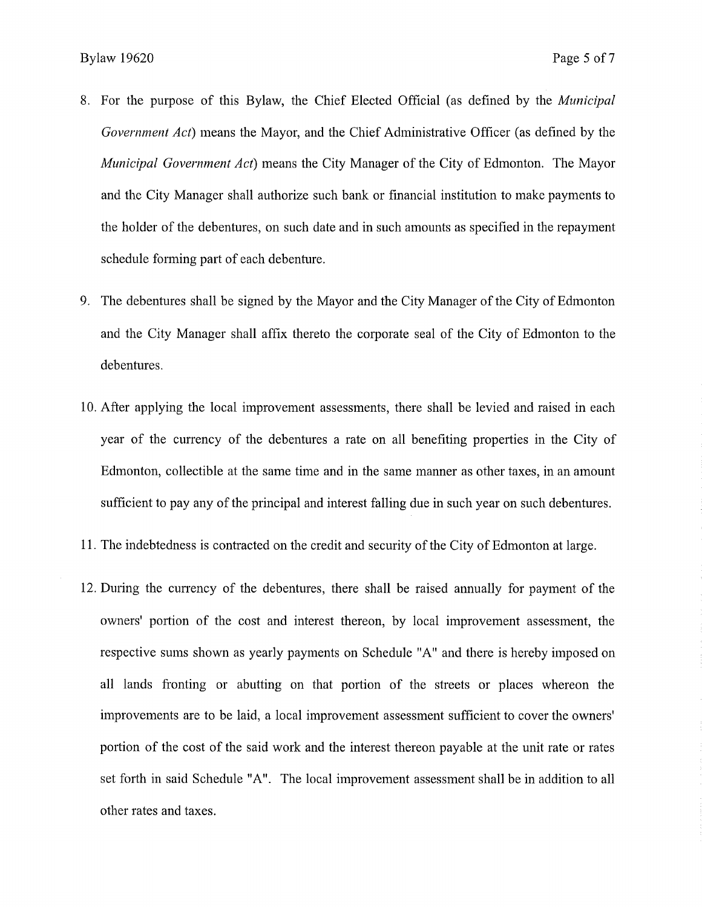8. For the purpose of this Bylaw, the Chief Elected Official (as defined by the *Municipal Government Act*) means the Mayor, and the Chief Administrative Officer (as defined by the *Municipal Government Act*) means the City Manager of the City of Edmonton. The Mayor and the City Manager shall authorize such bank or financial institution to make payments to the holder of the debentures, on such date and in such amounts as specified in the repayment schedule forming part of each debenture.

9. The debentures shall be signed by the Mayor and the City Manager of the City of Edmonton and the City Manager shall affix thereto the corporate seal of the City of Edmonton to the debentures.

10. After applying the local improvement assessments, there shall be levied and raised in each year of the currency of the debentures a rate on all benefiting properties in the City of Edmonton, collectible at the same time and in the same manner as other taxes, in an amount sufficient to pay any of the principal and interest falling due in such year on such debentures.

11. The indebtedness is contracted on the credit and security of the City of Edmonton at large.

12. During the currency of the debentures, there shall be raised annually for payment of the owners' portion of the cost and interest thereon, by local improvement assessment, the respective sums shown as yearly payments on Schedule "A" and there is hereby imposed on all lands fronting or abutting on that portion of the streets or places whereon the improvements are to be laid, a local improvement assessment sufficient to cover the owners' portion of the cost of the said work and the interest thereon payable at the unit rate or rates set forth in said Schedule "A". The local improvement assessment shall be in addition to all other rates and taxes.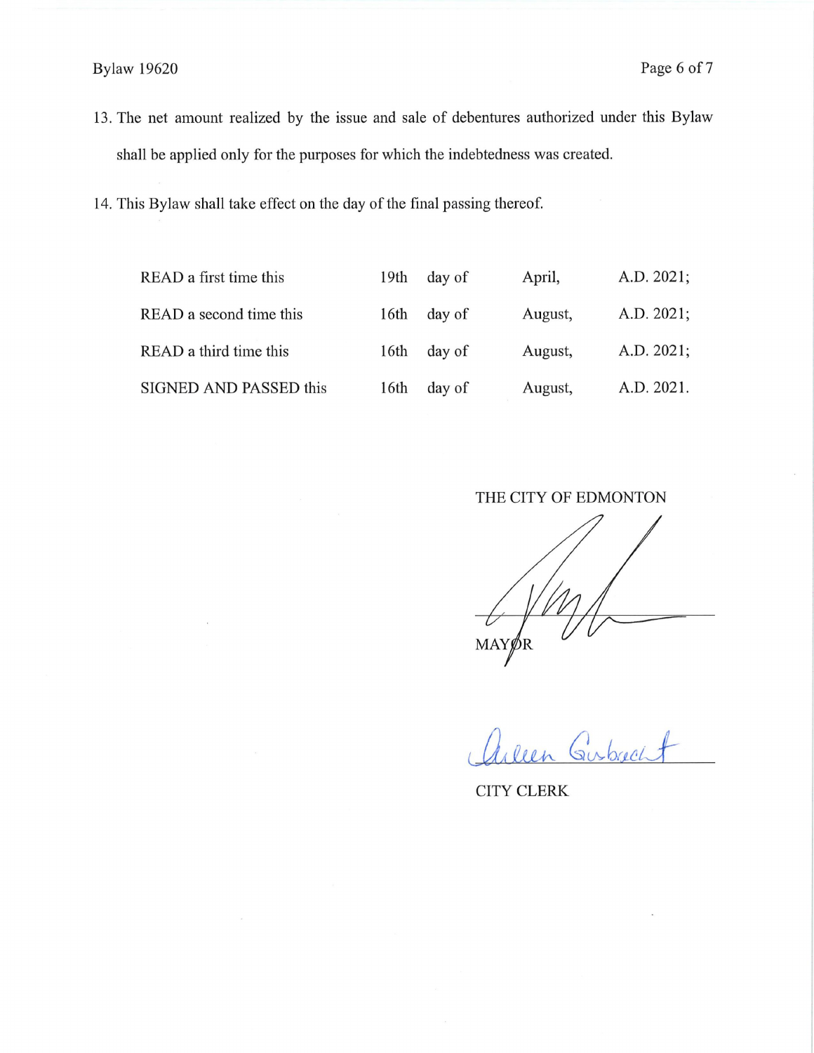13. The net amount realized by the issue and sale of debentures authorized under this Bylaw shall be applied only for the purposes for which the indebtedness was created.

14. This Bylaw shall take effect on the day of the final passing thereof.

| | | | | |
|---|---|---|---|---|
| READ a first time this | 19th | day of | April, | A.D. 2021; |
| READ a second time this | 16th | day of | August, | A.D. 2021; |
| READ a third time this | 16th | day of | August, | A.D. 2021; |
| SIGNED AND PASSED this | 16th | day of | August, | A.D. 2021. |

THE CITY OF EDMONTON

MAYOR

CITY CLERK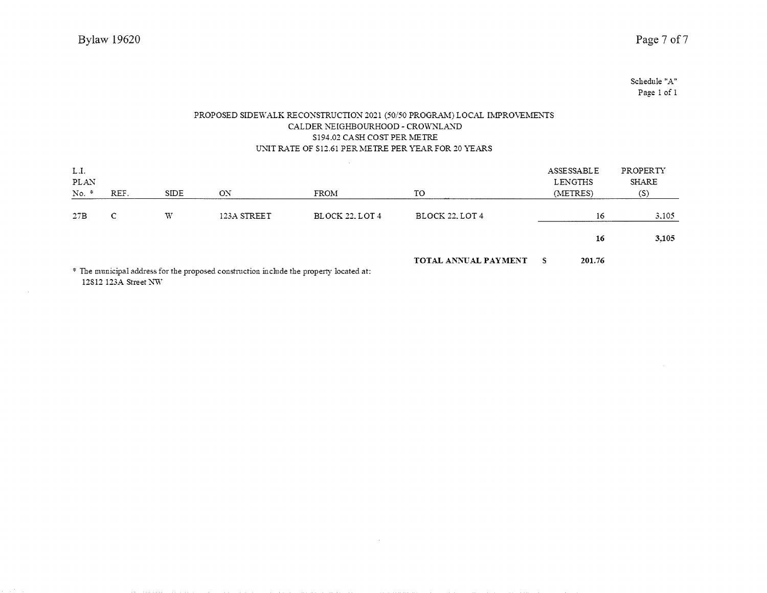Schedule "A"
Page 1 of 1

PROPOSED SIDEWALK RECONSTRUCTION 2021 (50/50 PROGRAM) LOCAL IMPROVEMENTS
CALDER NEIGHBOURHOOD - CROWNLAND
$194.02 CASH COST PER METRE
UNIT RATE OF $12.61 PER METRE PER YEAR FOR 20 YEARS

| L.I. PLAN No. * | REF. | SIDE | ON | FROM | TO | ASSESSABLE LENGTHS (METRES) | PROPERTY SHARE ($) |
|---|---|---|---|---|---|---|---|
| 27B | C | W | 123A STREET | BLOCK 22, LOT 4 | BLOCK 22, LOT 4 | 16 | 3,105 |
| | | | | | | **16** | **3,105** |
| | | | | | **TOTAL ANNUAL PAYMENT** | **$ 201.76** | |

* The municipal address for the proposed construction include the property located at:
12812 123A Street NW